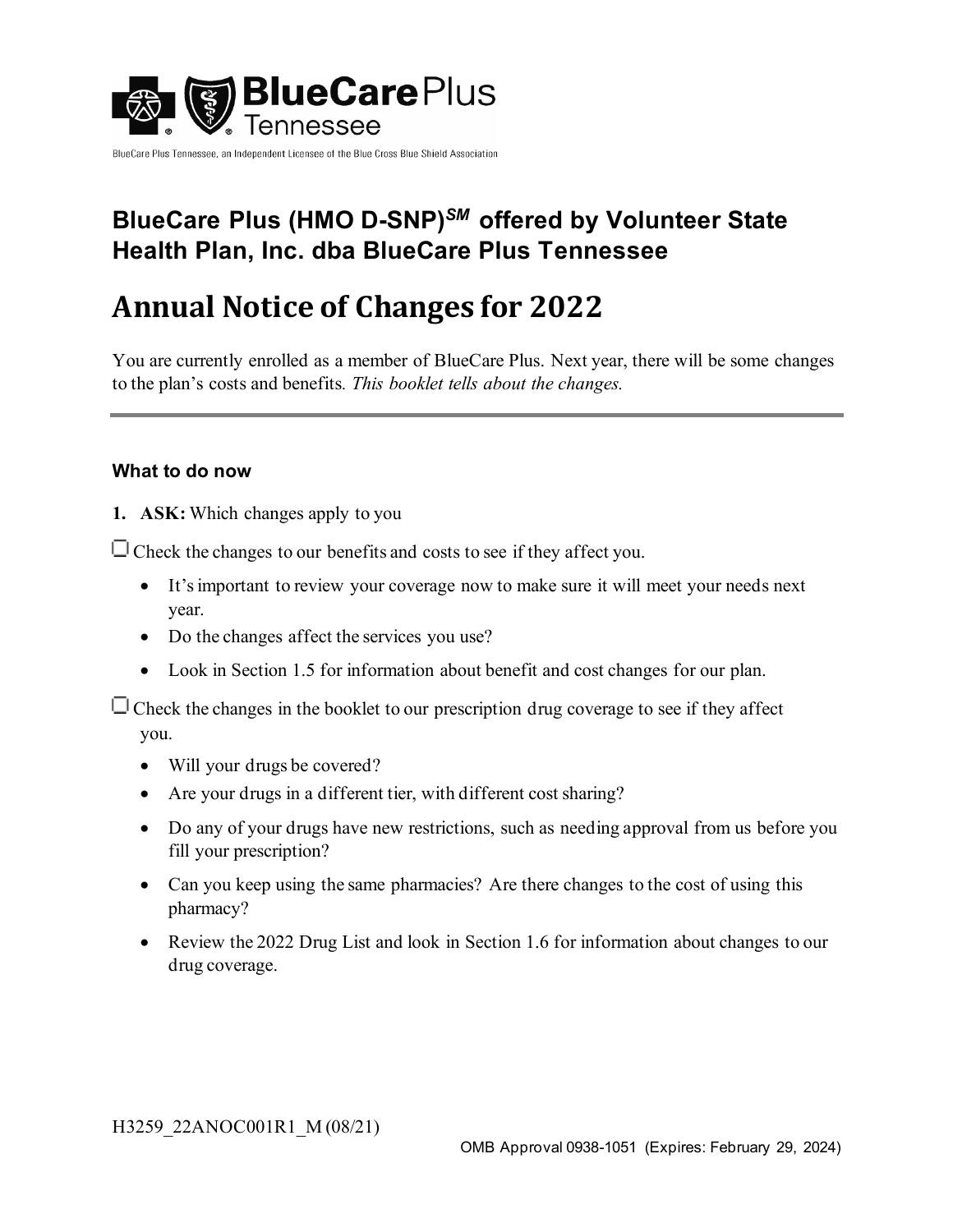BlueCare Plus Tennessee, an Independent Licensee of the Blue Cross Blue Shield Association

## BlueCare Plus (HMO D-SNP)SM offered by Volunteer State Health Plan, Inc. dba BlueCare Plus Tennessee

# Annual Notice of Changes for 2022

You are currently enrolled as a member of BlueCare Plus. Next year, there will be some changes to the plan's costs and benefits. *This booklet tells about the changes.*

---

### What to do now

1. **ASK:** Which changes apply to you

☐ Check the changes to our benefits and costs to see if they affect you.

- It's important to review your coverage now to make sure it will meet your needs next year.
- Do the changes affect the services you use?
- Look in Section 1.5 for information about benefit and cost changes for our plan.

☐ Check the changes in the booklet to our prescription drug coverage to see if they affect you.

- Will your drugs be covered?
- Are your drugs in a different tier, with different cost sharing?
- Do any of your drugs have new restrictions, such as needing approval from us before you fill your prescription?
- Can you keep using the same pharmacies? Are there changes to the cost of using this pharmacy?
- Review the 2022 Drug List and look in Section 1.6 for information about changes to our drug coverage.

H3259_22ANOC001R1_M (08/21)

OMB Approval 0938-1051 (Expires: February 29, 2024)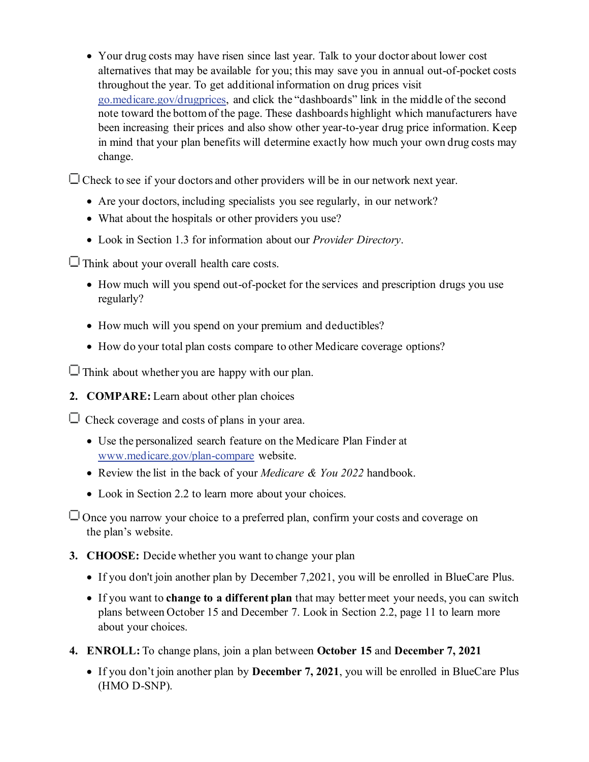- Your drug costs may have risen since last year. Talk to your doctor about lower cost alternatives that may be available for you; this may save you in annual out-of-pocket costs throughout the year. To get additional information on drug prices visit go.medicare.gov/drugprices, and click the "dashboards" link in the middle of the second note toward the bottom of the page. These dashboards highlight which manufacturers have been increasing their prices and also show other year-to-year drug price information. Keep in mind that your plan benefits will determine exactly how much your own drug costs may change.

☐ Check to see if your doctors and other providers will be in our network next year.

- Are your doctors, including specialists you see regularly, in our network?
- What about the hospitals or other providers you use?
- Look in Section 1.3 for information about our *Provider Directory*.

☐ Think about your overall health care costs.

- How much will you spend out-of-pocket for the services and prescription drugs you use regularly?
- How much will you spend on your premium and deductibles?
- How do your total plan costs compare to other Medicare coverage options?

☐ Think about whether you are happy with our plan.

2. **COMPARE:** Learn about other plan choices

☐ Check coverage and costs of plans in your area.

- Use the personalized search feature on the Medicare Plan Finder at www.medicare.gov/plan-compare website.
- Review the list in the back of your *Medicare & You 2022* handbook.
- Look in Section 2.2 to learn more about your choices.

☐ Once you narrow your choice to a preferred plan, confirm your costs and coverage on the plan's website.

3. **CHOOSE:** Decide whether you want to change your plan

- If you don't join another plan by December 7,2021, you will be enrolled in BlueCare Plus.
- If you want to **change to a different plan** that may better meet your needs, you can switch plans between October 15 and December 7. Look in Section 2.2, page 11 to learn more about your choices.

4. **ENROLL:** To change plans, join a plan between **October 15** and **December 7, 2021**

- If you don't join another plan by **December 7, 2021**, you will be enrolled in BlueCare Plus (HMO D-SNP).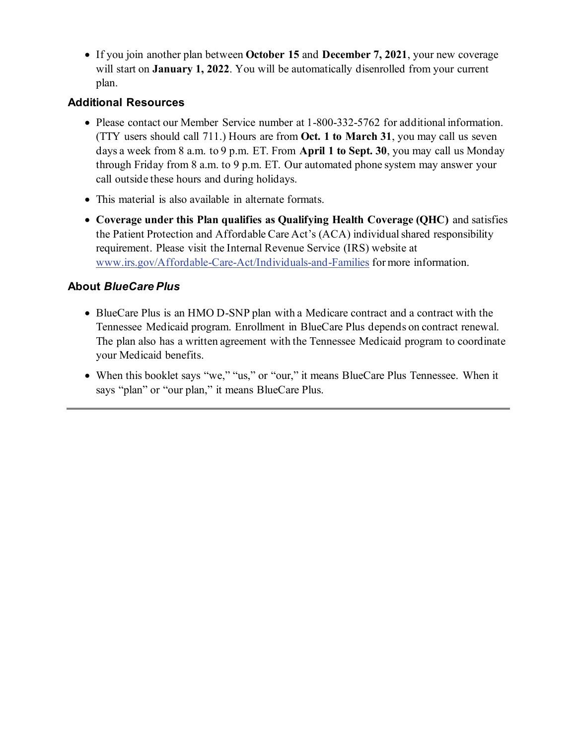- If you join another plan between **October 15** and **December 7, 2021**, your new coverage will start on **January 1, 2022**. You will be automatically disenrolled from your current plan.

### Additional Resources

- Please contact our Member Service number at 1-800-332-5762 for additional information. (TTY users should call 711.) Hours are from **Oct. 1 to March 31**, you may call us seven days a week from 8 a.m. to 9 p.m. ET. From **April 1 to Sept. 30**, you may call us Monday through Friday from 8 a.m. to 9 p.m. ET. Our automated phone system may answer your call outside these hours and during holidays.
- This material is also available in alternate formats.
- **Coverage under this Plan qualifies as Qualifying Health Coverage (QHC)** and satisfies the Patient Protection and Affordable Care Act's (ACA) individual shared responsibility requirement. Please visit the Internal Revenue Service (IRS) website at www.irs.gov/Affordable-Care-Act/Individuals-and-Families for more information.

### About *BlueCare Plus*

- BlueCare Plus is an HMO D-SNP plan with a Medicare contract and a contract with the Tennessee Medicaid program. Enrollment in BlueCare Plus depends on contract renewal. The plan also has a written agreement with the Tennessee Medicaid program to coordinate your Medicaid benefits.
- When this booklet says "we," "us," or "our," it means BlueCare Plus Tennessee. When it says "plan" or "our plan," it means BlueCare Plus.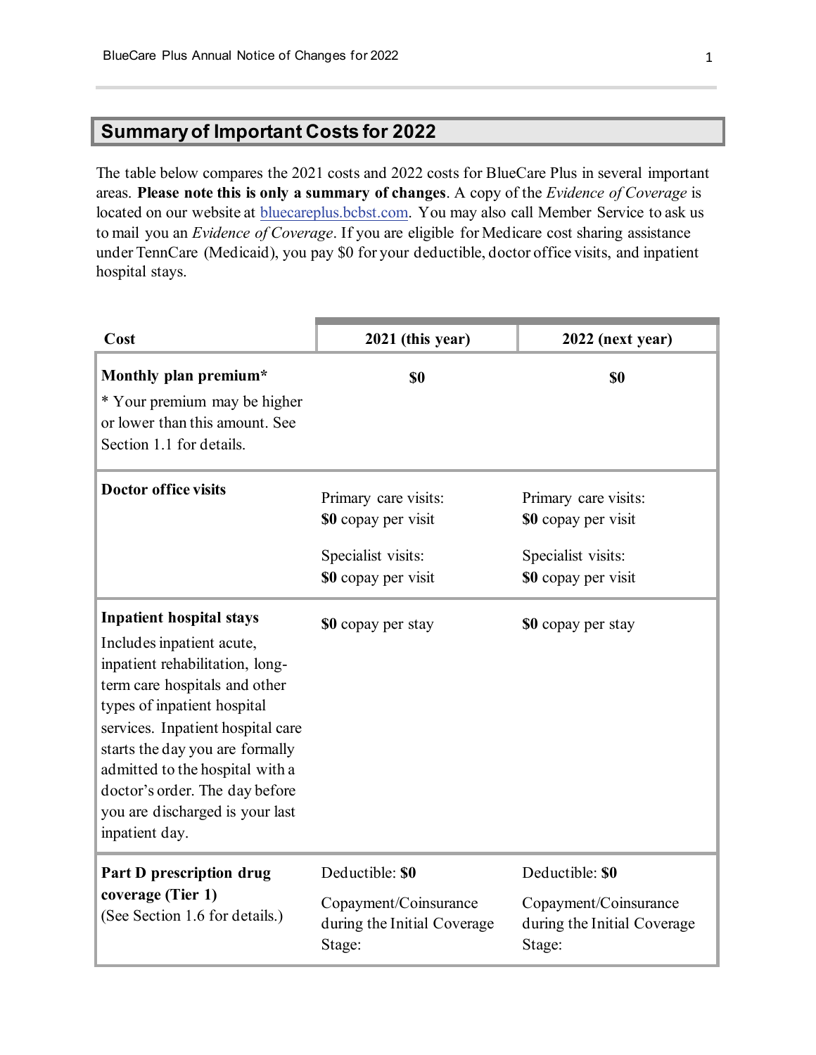## Summary of Important Costs for 2022

The table below compares the 2021 costs and 2022 costs for BlueCare Plus in several important areas. **Please note this is only a summary of changes**. A copy of the *Evidence of Coverage* is located on our website at bluecareplus.bcbst.com. You may also call Member Service to ask us to mail you an *Evidence of Coverage*. If you are eligible for Medicare cost sharing assistance under TennCare (Medicaid), you pay $0 for your deductible, doctor office visits, and inpatient hospital stays.

| Cost | 2021 (this year) | 2022 (next year) |
|---|---|---|
| **Monthly plan premium***<br>* Your premium may be higher or lower than this amount. See Section 1.1 for details. | **$0** | **$0** |
| **Doctor office visits** | Primary care visits:<br>**$0** copay per visit<br><br>Specialist visits:<br>**$0** copay per visit | Primary care visits:<br>**$0** copay per visit<br><br>Specialist visits:<br>**$0** copay per visit |
| **Inpatient hospital stays**<br>Includes inpatient acute, inpatient rehabilitation, long-term care hospitals and other types of inpatient hospital services. Inpatient hospital care starts the day you are formally admitted to the hospital with a doctor's order. The day before you are discharged is your last inpatient day. | **$0** copay per stay | **$0** copay per stay |
| **Part D prescription drug coverage (Tier 1)**<br>(See Section 1.6 for details.) | Deductible: **$0**<br><br>Copayment/Coinsurance during the Initial Coverage Stage: | Deductible: **$0**<br><br>Copayment/Coinsurance during the Initial Coverage Stage: |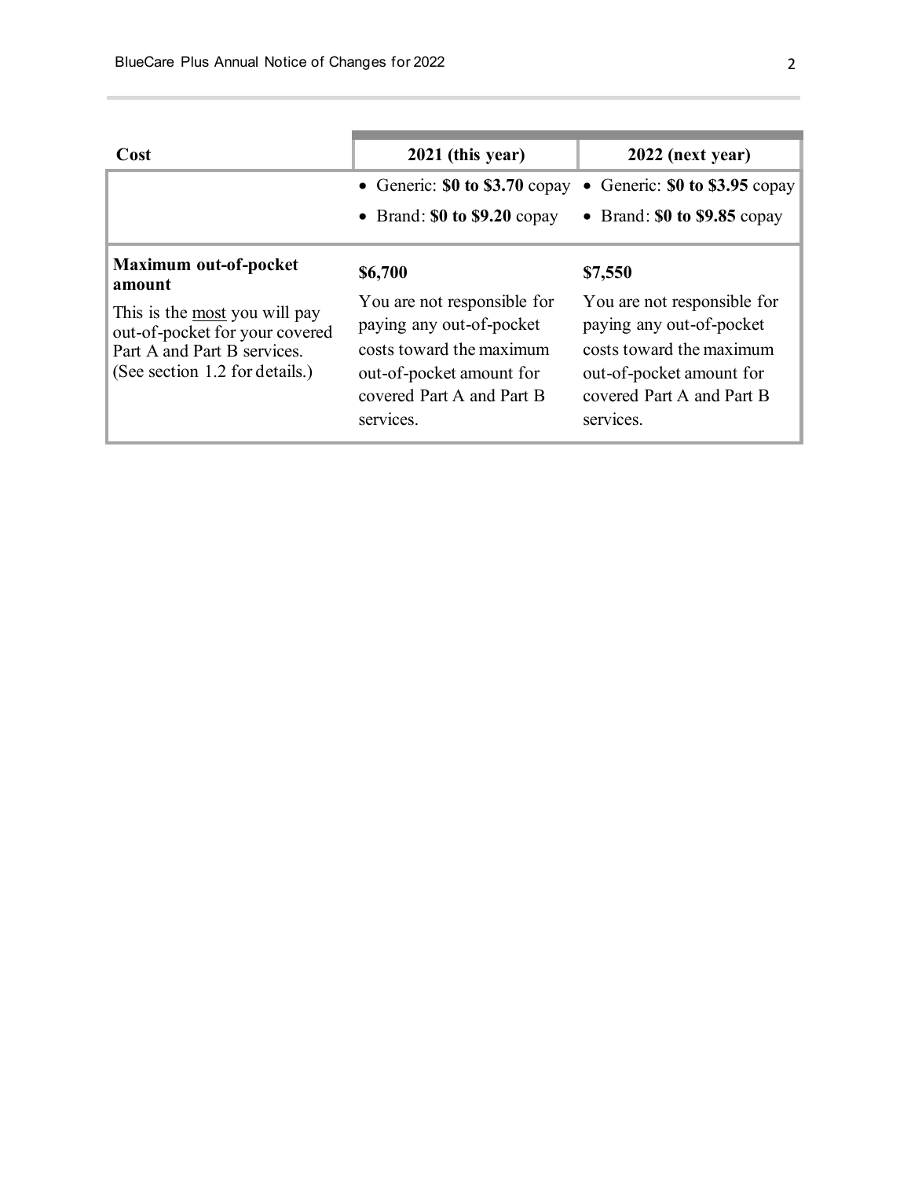| Cost | 2021 (this year) | 2022 (next year) |
|---|---|---|
| | • Generic: **$0 to $3.70** copay<br>• Brand: **$0 to $9.20** copay | • Generic: **$0 to $3.95** copay<br>• Brand: **$0 to $9.85** copay |
| **Maximum out-of-pocket amount**<br><br>This is the most you will pay out-of-pocket for your covered Part A and Part B services. (See section 1.2 for details.) | **$6,700**<br><br>You are not responsible for paying any out-of-pocket costs toward the maximum out-of-pocket amount for covered Part A and Part B services. | **$7,550**<br><br>You are not responsible for paying any out-of-pocket costs toward the maximum out-of-pocket amount for covered Part A and Part B services. |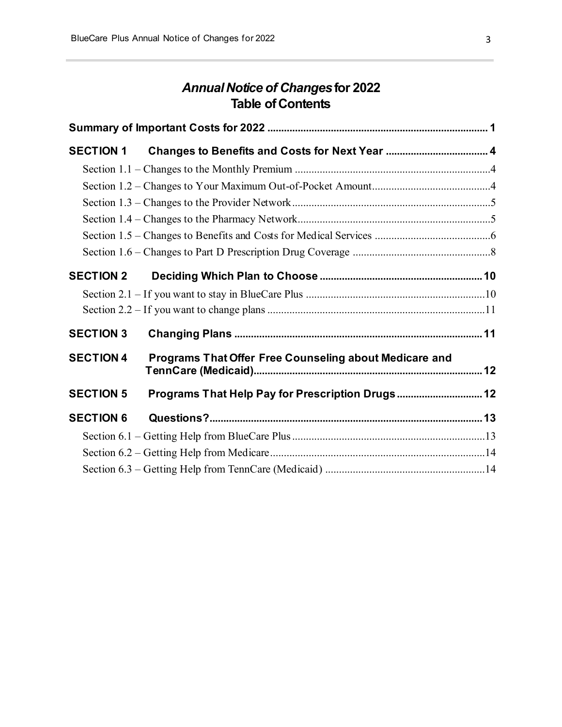# *Annual Notice of Changes* for 2022
## Table of Contents

**Summary of Important Costs for 2022** ............................................................................... **1**

**SECTION 1 Changes to Benefits and Costs for Next Year** ..................................... **4**

Section 1.1 – Changes to the Monthly Premium ......................................................................4

Section 1.2 – Changes to Your Maximum Out-of-Pocket Amount...........................................4

Section 1.3 – Changes to the Provider Network........................................................................5

Section 1.4 – Changes to the Pharmacy Network......................................................................5

Section 1.5 – Changes to Benefits and Costs for Medical Services ..........................................6

Section 1.6 – Changes to Part D Prescription Drug Coverage ..................................................8

**SECTION 2 Deciding Which Plan to Choose** .......................................................... **10**

Section 2.1 – If you want to stay in BlueCare Plus .................................................................10

Section 2.2 – If you want to change plans ...............................................................................11

**SECTION 3 Changing Plans** ......................................................................................... **11**

**SECTION 4 Programs That Offer Free Counseling about Medicare and TennCare (Medicaid)**.................................................................................. **12**

**SECTION 5 Programs That Help Pay for Prescription Drugs** .............................. **12**

**SECTION 6 Questions?**.................................................................................................. **13**

Section 6.1 – Getting Help from BlueCare Plus ......................................................................13

Section 6.2 – Getting Help from Medicare..............................................................................14

Section 6.3 – Getting Help from TennCare (Medicaid) ..........................................................14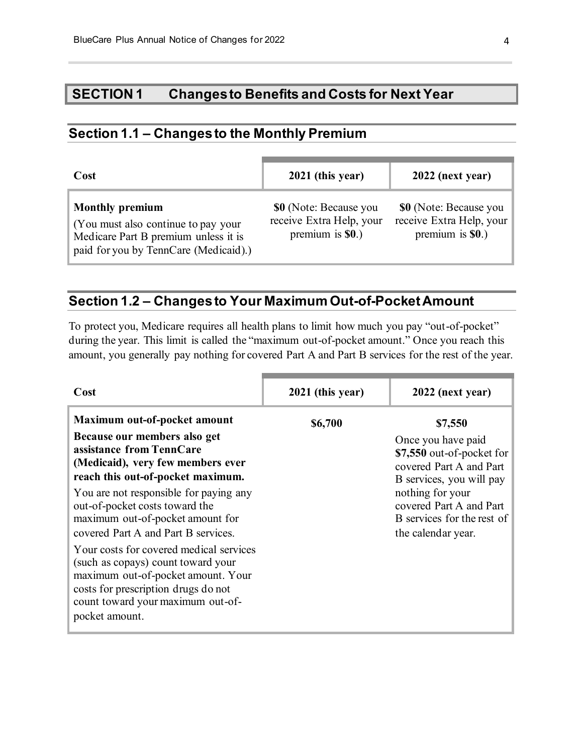# SECTION 1 Changes to Benefits and Costs for Next Year

## Section 1.1 – Changes to the Monthly Premium

| Cost | 2021 (this year) | 2022 (next year) |
|---|---|---|
| **Monthly premium**<br>(You must also continue to pay your Medicare Part B premium unless it is paid for you by TennCare (Medicaid).) | **$0** (Note: Because you receive Extra Help, your premium is **$0**.) | **$0** (Note: Because you receive Extra Help, your premium is **$0**.) |

## Section 1.2 – Changes to Your Maximum Out-of-Pocket Amount

To protect you, Medicare requires all health plans to limit how much you pay "out-of-pocket" during the year. This limit is called the "maximum out-of-pocket amount." Once you reach this amount, you generally pay nothing for covered Part A and Part B services for the rest of the year.

| Cost | 2021 (this year) | 2022 (next year) |
|---|---|---|
| **Maximum out-of-pocket amount**<br>**Because our members also get assistance from TennCare (Medicaid), very few members ever reach this out-of-pocket maximum.**<br>You are not responsible for paying any out-of-pocket costs toward the maximum out-of-pocket amount for covered Part A and Part B services.<br>Your costs for covered medical services (such as copays) count toward your maximum out-of-pocket amount. Your costs for prescription drugs do not count toward your maximum out-of-pocket amount. | **$6,700** | **$7,550**<br>Once you have paid **$7,550** out-of-pocket for covered Part A and Part B services, you will pay nothing for your covered Part A and Part B services for the rest of the calendar year. |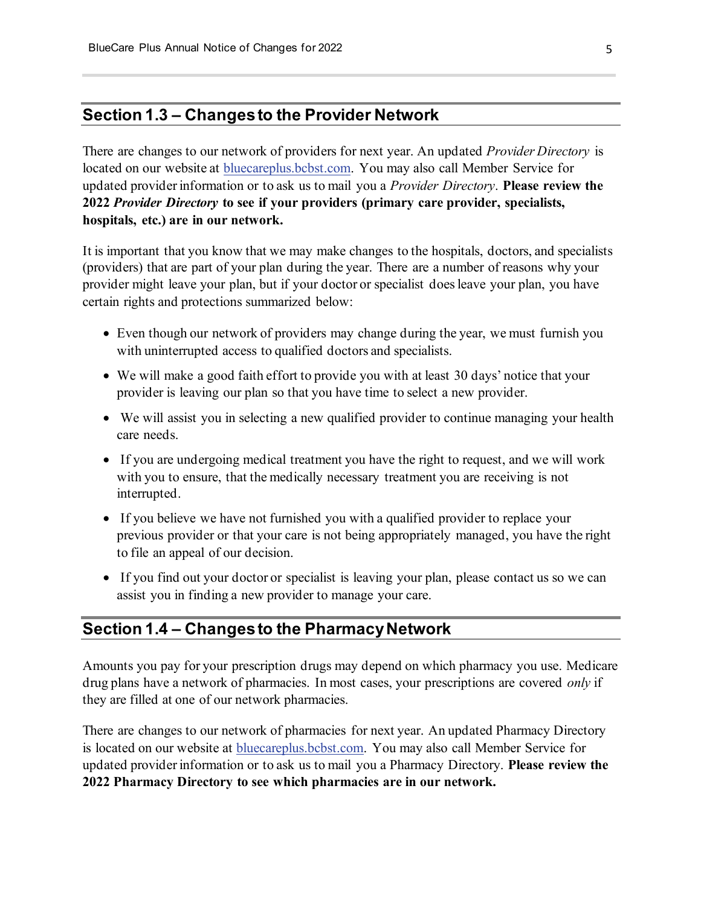## Section 1.3 – Changes to the Provider Network

There are changes to our network of providers for next year. An updated *Provider Directory* is located on our website at bluecareplus.bcbst.com. You may also call Member Service for updated provider information or to ask us to mail you a *Provider Directory*. **Please review the 2022 *Provider Directory* to see if your providers (primary care provider, specialists, hospitals, etc.) are in our network.**

It is important that you know that we may make changes to the hospitals, doctors, and specialists (providers) that are part of your plan during the year. There are a number of reasons why your provider might leave your plan, but if your doctor or specialist does leave your plan, you have certain rights and protections summarized below:

- Even though our network of providers may change during the year, we must furnish you with uninterrupted access to qualified doctors and specialists.
- We will make a good faith effort to provide you with at least 30 days' notice that your provider is leaving our plan so that you have time to select a new provider.
- We will assist you in selecting a new qualified provider to continue managing your health care needs.
- If you are undergoing medical treatment you have the right to request, and we will work with you to ensure, that the medically necessary treatment you are receiving is not interrupted.
- If you believe we have not furnished you with a qualified provider to replace your previous provider or that your care is not being appropriately managed, you have the right to file an appeal of our decision.
- If you find out your doctor or specialist is leaving your plan, please contact us so we can assist you in finding a new provider to manage your care.

## Section 1.4 – Changes to the Pharmacy Network

Amounts you pay for your prescription drugs may depend on which pharmacy you use. Medicare drug plans have a network of pharmacies. In most cases, your prescriptions are covered *only* if they are filled at one of our network pharmacies.

There are changes to our network of pharmacies for next year. An updated Pharmacy Directory is located on our website at bluecareplus.bcbst.com. You may also call Member Service for updated provider information or to ask us to mail you a Pharmacy Directory. **Please review the 2022 Pharmacy Directory to see which pharmacies are in our network.**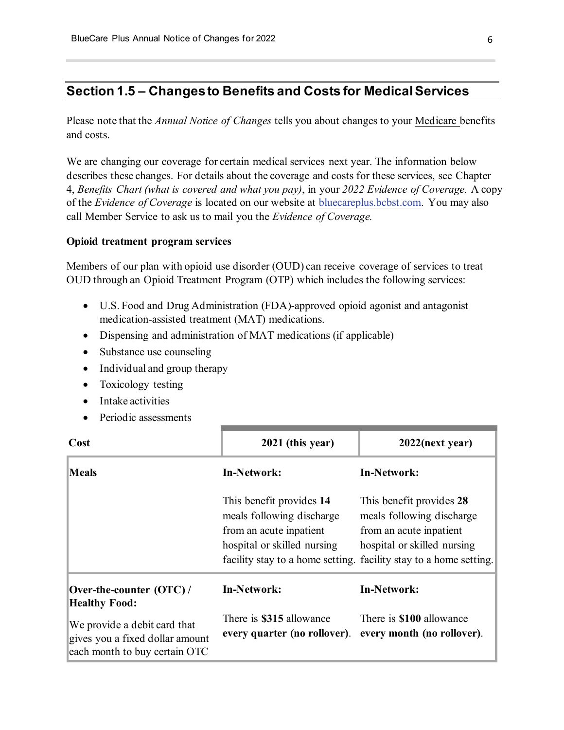## Section 1.5 – Changes to Benefits and Costs for Medical Services

Please note that the *Annual Notice of Changes* tells you about changes to your Medicare benefits and costs.

We are changing our coverage for certain medical services next year. The information below describes these changes. For details about the coverage and costs for these services, see Chapter 4, *Benefits Chart (what is covered and what you pay)*, in your *2022 Evidence of Coverage.* A copy of the *Evidence of Coverage* is located on our website at bluecareplus.bcbst.com. You may also call Member Service to ask us to mail you the *Evidence of Coverage.*

**Opioid treatment program services**

Members of our plan with opioid use disorder (OUD) can receive coverage of services to treat OUD through an Opioid Treatment Program (OTP) which includes the following services:

- U.S. Food and Drug Administration (FDA)-approved opioid agonist and antagonist medication-assisted treatment (MAT) medications.
- Dispensing and administration of MAT medications (if applicable)
- Substance use counseling
- Individual and group therapy
- Toxicology testing
- Intake activities
- Periodic assessments

| Cost | 2021 (this year) | 2022(next year) |
|---|---|---|
| **Meals** | **In-Network:**<br><br>This benefit provides **14** meals following discharge from an acute inpatient hospital or skilled nursing facility stay to a home setting. | **In-Network:**<br><br>This benefit provides **28** meals following discharge from an acute inpatient hospital or skilled nursing facility stay to a home setting. |
| **Over-the-counter (OTC) / Healthy Food:**<br><br>We provide a debit card that gives you a fixed dollar amount each month to buy certain OTC | **In-Network:**<br><br>There is **$315** allowance **every quarter (no rollover)**. | **In-Network:**<br><br>There is **$100** allowance **every month (no rollover)**. |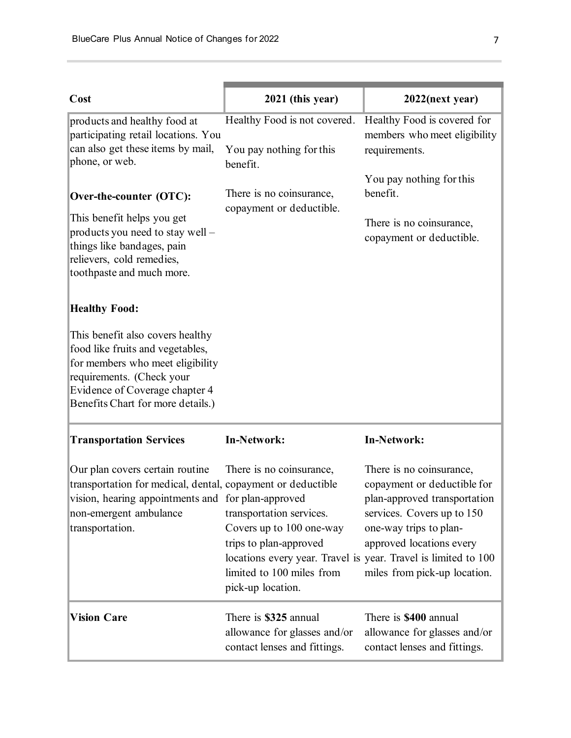| Cost | 2021 (this year) | 2022(next year) |
|---|---|---|
| products and healthy food at participating retail locations. You can also get these items by mail, phone, or web.<br><br>**Over-the-counter (OTC):**<br><br>This benefit helps you get products you need to stay well – things like bandages, pain relievers, cold remedies, toothpaste and much more.<br><br>**Healthy Food:**<br><br>This benefit also covers healthy food like fruits and vegetables, for members who meet eligibility requirements. (Check your Evidence of Coverage chapter 4 Benefits Chart for more details.) | Healthy Food is not covered.<br><br>You pay nothing for this benefit.<br><br>There is no coinsurance, copayment or deductible. | Healthy Food is covered for members who meet eligibility requirements.<br><br>You pay nothing for this benefit.<br><br>There is no coinsurance, copayment or deductible. |
| **Transportation Services**<br><br>Our plan covers certain routine transportation for medical, dental, vision, hearing appointments and non-emergent ambulance transportation. | **In-Network:**<br><br>There is no coinsurance, copayment or deductible for plan-approved transportation services. Covers up to 100 one-way trips to plan-approved locations every year. Travel is limited to 100 miles from pick-up location. | **In-Network:**<br><br>There is no coinsurance, copayment or deductible for plan-approved transportation services. Covers up to 150 one-way trips to plan-approved locations every year. Travel is limited to 100 miles from pick-up location. |
| **Vision Care** | There is **$325** annual allowance for glasses and/or contact lenses and fittings. | There is **$400** annual allowance for glasses and/or contact lenses and fittings. |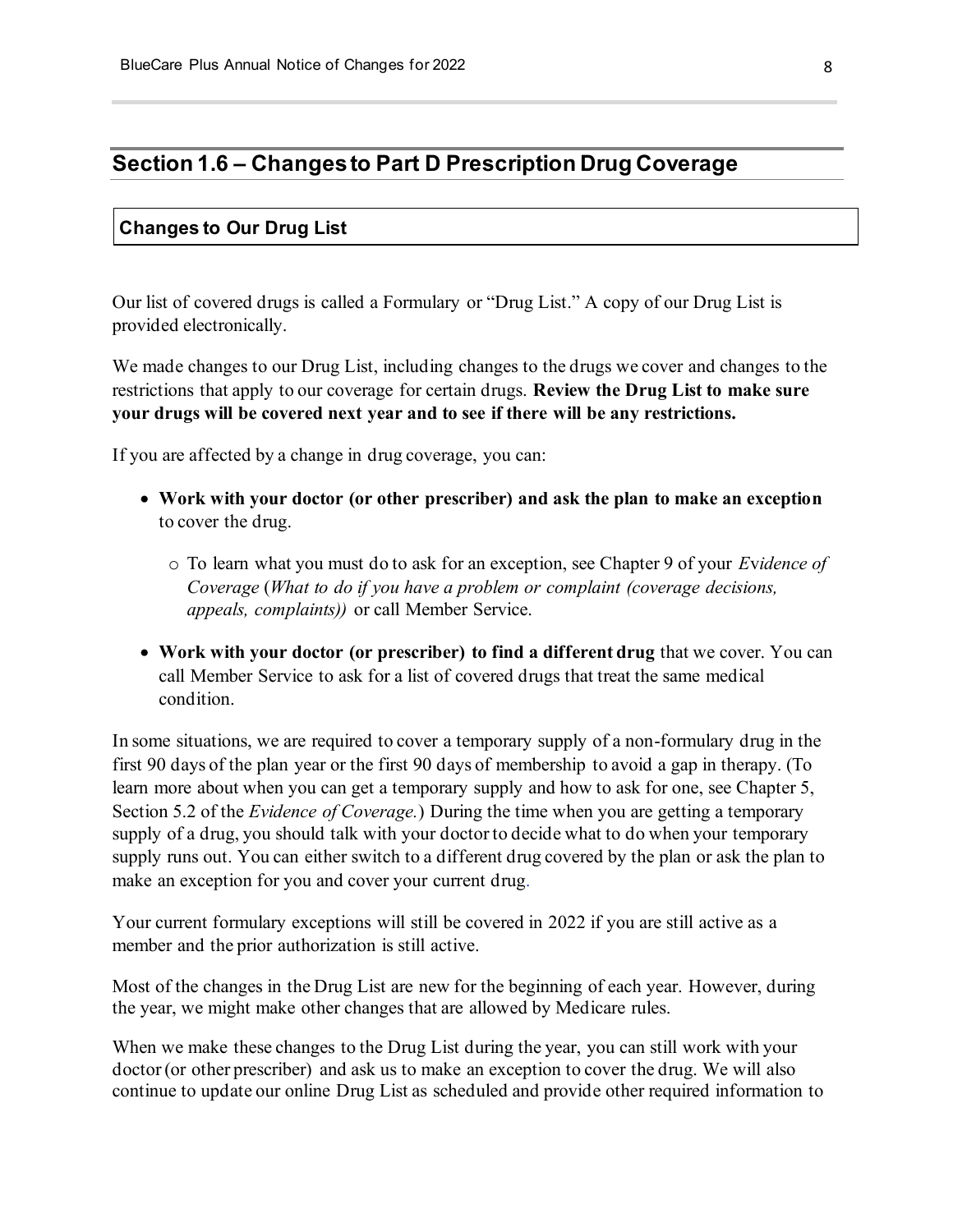## Section 1.6 – Changes to Part D Prescription Drug Coverage

### Changes to Our Drug List

Our list of covered drugs is called a Formulary or "Drug List." A copy of our Drug List is provided electronically.

We made changes to our Drug List, including changes to the drugs we cover and changes to the restrictions that apply to our coverage for certain drugs. **Review the Drug List to make sure your drugs will be covered next year and to see if there will be any restrictions.**

If you are affected by a change in drug coverage, you can:

- **Work with your doctor (or other prescriber) and ask the plan to make an exception** to cover the drug.
  - To learn what you must do to ask for an exception, see Chapter 9 of your *Evidence of Coverage* (*What to do if you have a problem or complaint (coverage decisions, appeals, complaints))* or call Member Service.
- **Work with your doctor (or prescriber) to find a different drug** that we cover. You can call Member Service to ask for a list of covered drugs that treat the same medical condition.

In some situations, we are required to cover a temporary supply of a non-formulary drug in the first 90 days of the plan year or the first 90 days of membership to avoid a gap in therapy. (To learn more about when you can get a temporary supply and how to ask for one, see Chapter 5, Section 5.2 of the *Evidence of Coverage.*) During the time when you are getting a temporary supply of a drug, you should talk with your doctor to decide what to do when your temporary supply runs out. You can either switch to a different drug covered by the plan or ask the plan to make an exception for you and cover your current drug.

Your current formulary exceptions will still be covered in 2022 if you are still active as a member and the prior authorization is still active.

Most of the changes in the Drug List are new for the beginning of each year. However, during the year, we might make other changes that are allowed by Medicare rules.

When we make these changes to the Drug List during the year, you can still work with your doctor (or other prescriber) and ask us to make an exception to cover the drug. We will also continue to update our online Drug List as scheduled and provide other required information to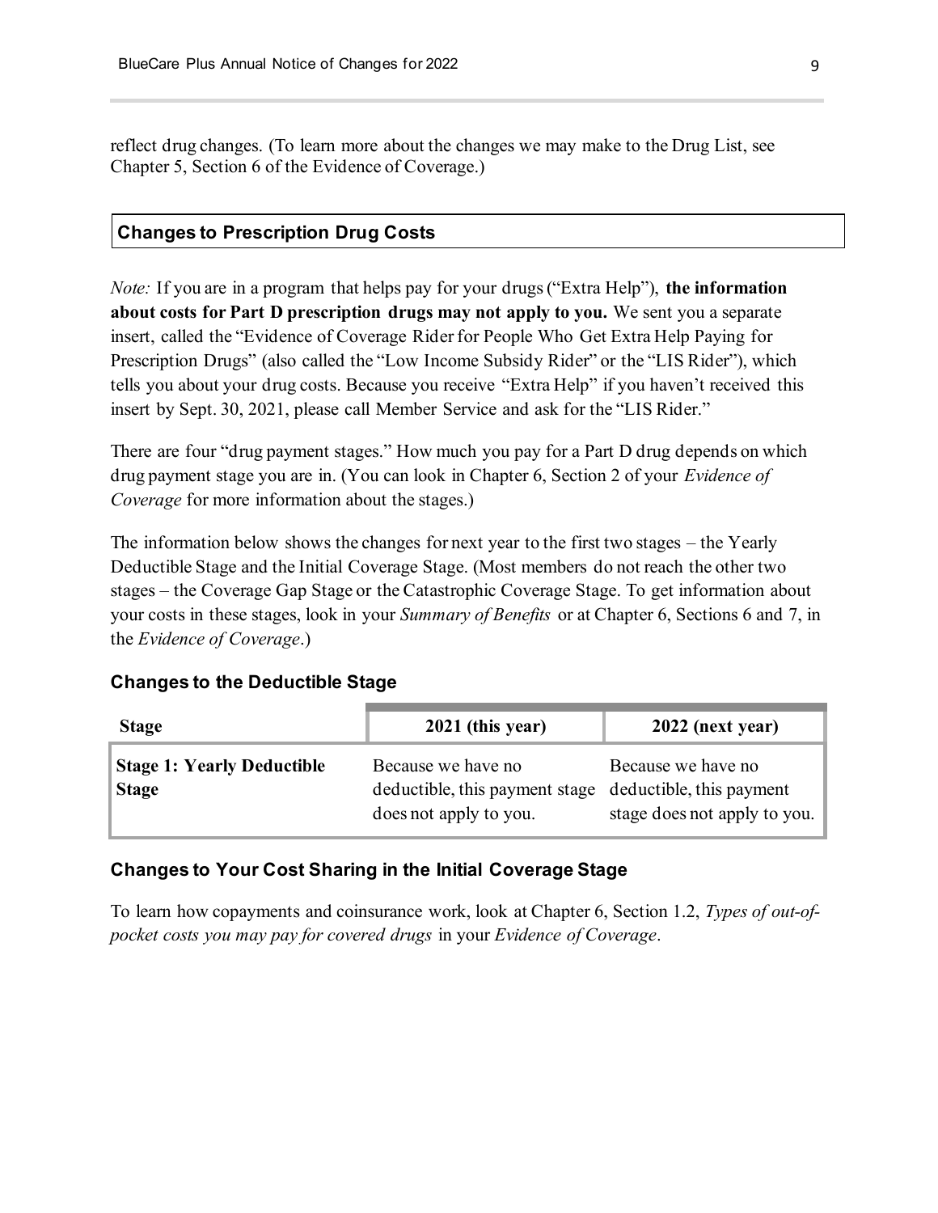reflect drug changes. (To learn more about the changes we may make to the Drug List, see Chapter 5, Section 6 of the Evidence of Coverage.)

## Changes to Prescription Drug Costs

*Note:* If you are in a program that helps pay for your drugs ("Extra Help"), **the information about costs for Part D prescription drugs may not apply to you.** We sent you a separate insert, called the "Evidence of Coverage Rider for People Who Get Extra Help Paying for Prescription Drugs" (also called the "Low Income Subsidy Rider" or the "LIS Rider"), which tells you about your drug costs. Because you receive "Extra Help" if you haven't received this insert by Sept. 30, 2021, please call Member Service and ask for the "LIS Rider."

There are four "drug payment stages." How much you pay for a Part D drug depends on which drug payment stage you are in. (You can look in Chapter 6, Section 2 of your *Evidence of Coverage* for more information about the stages.)

The information below shows the changes for next year to the first two stages – the Yearly Deductible Stage and the Initial Coverage Stage. (Most members do not reach the other two stages – the Coverage Gap Stage or the Catastrophic Coverage Stage. To get information about your costs in these stages, look in your *Summary of Benefits* or at Chapter 6, Sections 6 and 7, in the *Evidence of Coverage*.)

### Changes to the Deductible Stage

| Stage | 2021 (this year) | 2022 (next year) |
|---|---|---|
| **Stage 1: Yearly Deductible Stage** | Because we have no deductible, this payment stage does not apply to you. | Because we have no deductible, this payment stage does not apply to you. |

### Changes to Your Cost Sharing in the Initial Coverage Stage

To learn how copayments and coinsurance work, look at Chapter 6, Section 1.2, *Types of out-of-pocket costs you may pay for covered drugs* in your *Evidence of Coverage*.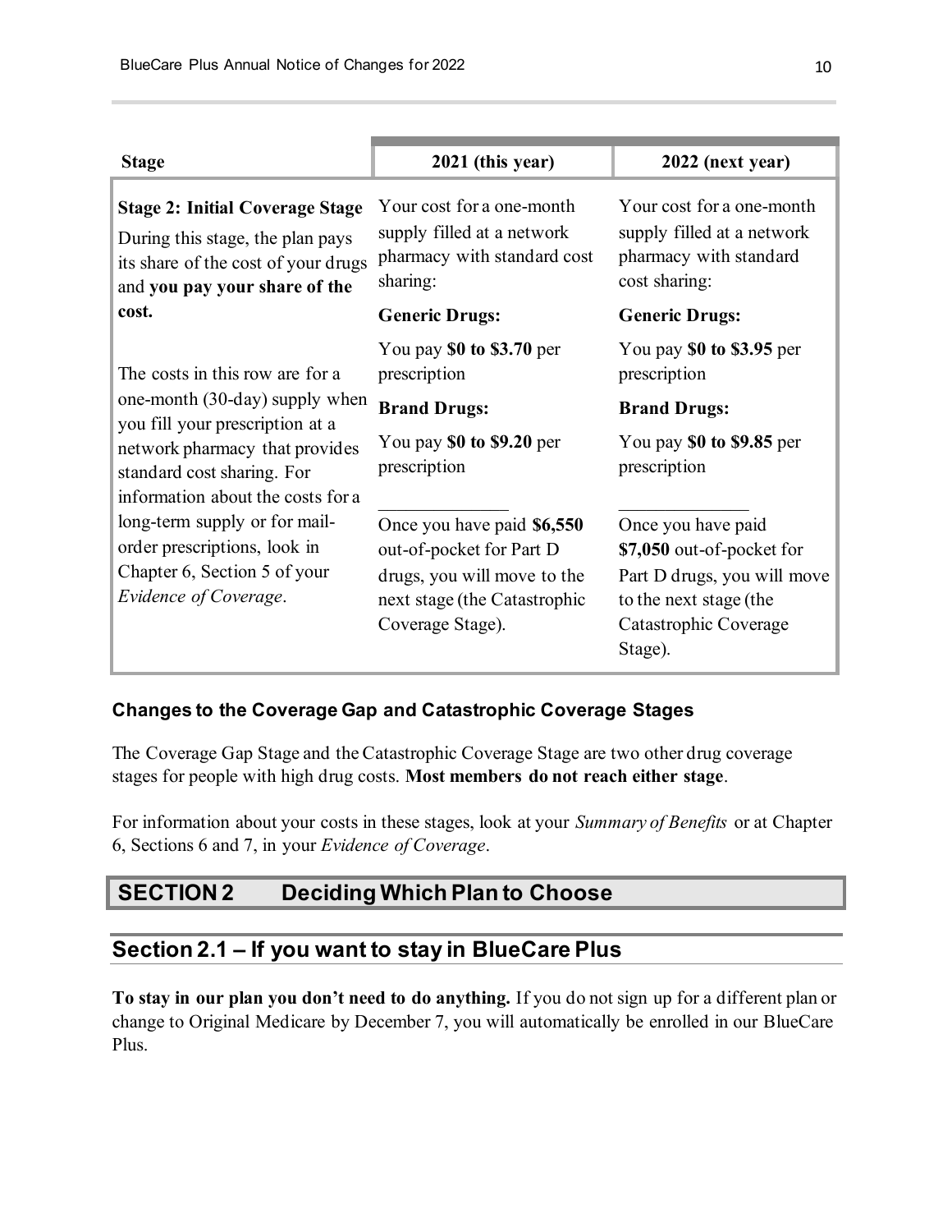| Stage | 2021 (this year) | 2022 (next year) |
|---|---|---|
| **Stage 2: Initial Coverage Stage**<br>During this stage, the plan pays its share of the cost of your drugs and **you pay your share of the cost.**<br><br>The costs in this row are for a one-month (30-day) supply when you fill your prescription at a network pharmacy that provides standard cost sharing. For information about the costs for a long-term supply or for mail-order prescriptions, look in Chapter 6, Section 5 of your *Evidence of Coverage*. | Your cost for a one-month supply filled at a network pharmacy with standard cost sharing:<br>**Generic Drugs:**<br>You pay **$0 to $3.70** per prescription<br>**Brand Drugs:**<br>You pay **$0 to $9.20** per prescription<br>______________<br>Once you have paid **$6,550** out-of-pocket for Part D drugs, you will move to the next stage (the Catastrophic Coverage Stage). | Your cost for a one-month supply filled at a network pharmacy with standard cost sharing:<br>**Generic Drugs:**<br>You pay **$0 to $3.95** per prescription<br>**Brand Drugs:**<br>You pay **$0 to $9.85** per prescription<br>______________<br>Once you have paid **$7,050** out-of-pocket for Part D drugs, you will move to the next stage (the Catastrophic Coverage Stage). |

### Changes to the Coverage Gap and Catastrophic Coverage Stages

The Coverage Gap Stage and the Catastrophic Coverage Stage are two other drug coverage stages for people with high drug costs. **Most members do not reach either stage**.

For information about your costs in these stages, look at your *Summary of Benefits* or at Chapter 6, Sections 6 and 7, in your *Evidence of Coverage*.

# SECTION 2 Deciding Which Plan to Choose

## Section 2.1 – If you want to stay in BlueCare Plus

**To stay in our plan you don't need to do anything.** If you do not sign up for a different plan or change to Original Medicare by December 7, you will automatically be enrolled in our BlueCare Plus.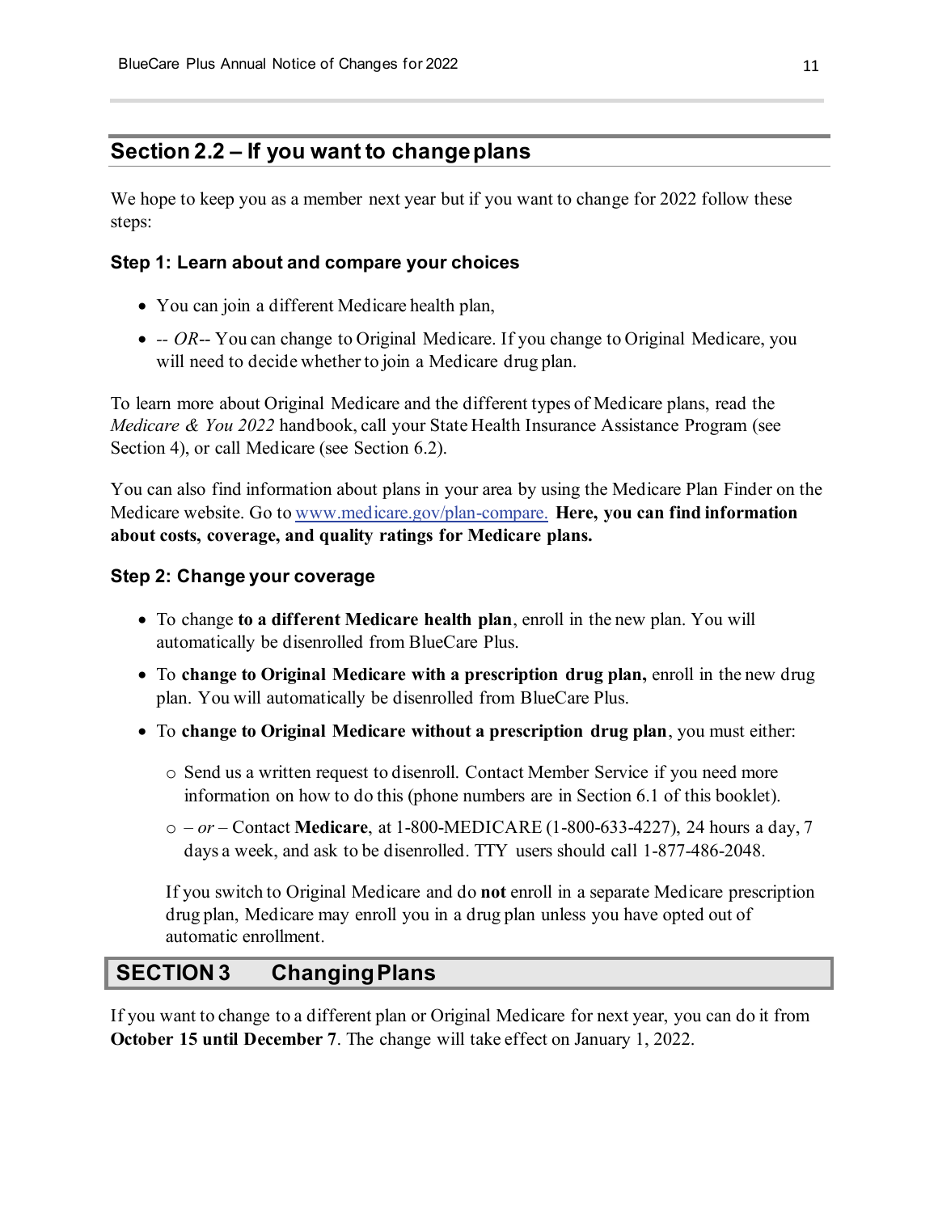## Section 2.2 – If you want to change plans

We hope to keep you as a member next year but if you want to change for 2022 follow these steps:

### Step 1: Learn about and compare your choices

- You can join a different Medicare health plan,
- -- *OR*-- You can change to Original Medicare. If you change to Original Medicare, you will need to decide whether to join a Medicare drug plan.

To learn more about Original Medicare and the different types of Medicare plans, read the *Medicare & You 2022* handbook, call your State Health Insurance Assistance Program (see Section 4), or call Medicare (see Section 6.2).

You can also find information about plans in your area by using the Medicare Plan Finder on the Medicare website. Go to www.medicare.gov/plan-compare. **Here, you can find information about costs, coverage, and quality ratings for Medicare plans.**

### Step 2: Change your coverage

- To change **to a different Medicare health plan**, enroll in the new plan. You will automatically be disenrolled from BlueCare Plus.
- To **change to Original Medicare with a prescription drug plan,** enroll in the new drug plan. You will automatically be disenrolled from BlueCare Plus.
- To **change to Original Medicare without a prescription drug plan**, you must either:
  - Send us a written request to disenroll. Contact Member Service if you need more information on how to do this (phone numbers are in Section 6.1 of this booklet).
  - – *or* – Contact **Medicare**, at 1-800-MEDICARE (1-800-633-4227), 24 hours a day, 7 days a week, and ask to be disenrolled. TTY users should call 1-877-486-2048.

  If you switch to Original Medicare and do **not** enroll in a separate Medicare prescription drug plan, Medicare may enroll you in a drug plan unless you have opted out of automatic enrollment.

## SECTION 3 Changing Plans

If you want to change to a different plan or Original Medicare for next year, you can do it from **October 15 until December 7**. The change will take effect on January 1, 2022.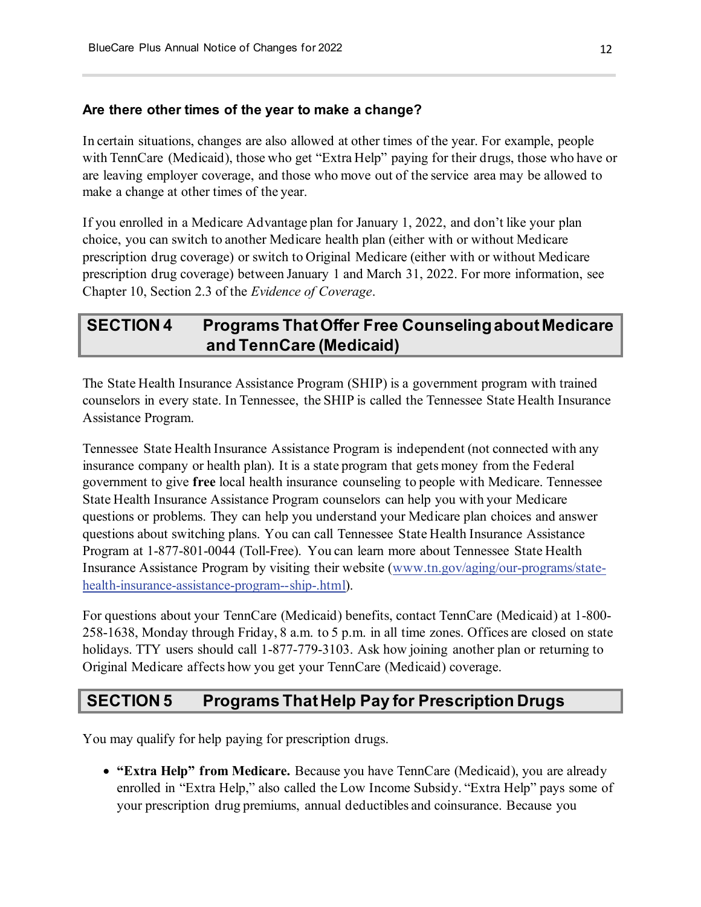### Are there other times of the year to make a change?

In certain situations, changes are also allowed at other times of the year. For example, people with TennCare (Medicaid), those who get "Extra Help" paying for their drugs, those who have or are leaving employer coverage, and those who move out of the service area may be allowed to make a change at other times of the year.

If you enrolled in a Medicare Advantage plan for January 1, 2022, and don't like your plan choice, you can switch to another Medicare health plan (either with or without Medicare prescription drug coverage) or switch to Original Medicare (either with or without Medicare prescription drug coverage) between January 1 and March 31, 2022. For more information, see Chapter 10, Section 2.3 of the *Evidence of Coverage*.

## SECTION 4 Programs That Offer Free Counseling about Medicare and TennCare (Medicaid)

The State Health Insurance Assistance Program (SHIP) is a government program with trained counselors in every state. In Tennessee, the SHIP is called the Tennessee State Health Insurance Assistance Program.

Tennessee State Health Insurance Assistance Program is independent (not connected with any insurance company or health plan). It is a state program that gets money from the Federal government to give **free** local health insurance counseling to people with Medicare. Tennessee State Health Insurance Assistance Program counselors can help you with your Medicare questions or problems. They can help you understand your Medicare plan choices and answer questions about switching plans. You can call Tennessee State Health Insurance Assistance Program at 1-877-801-0044 (Toll-Free). You can learn more about Tennessee State Health Insurance Assistance Program by visiting their website (www.tn.gov/aging/our-programs/state-health-insurance-assistance-program--ship-.html).

For questions about your TennCare (Medicaid) benefits, contact TennCare (Medicaid) at 1-800-258-1638, Monday through Friday, 8 a.m. to 5 p.m. in all time zones. Offices are closed on state holidays. TTY users should call 1-877-779-3103. Ask how joining another plan or returning to Original Medicare affects how you get your TennCare (Medicaid) coverage.

## SECTION 5 Programs That Help Pay for Prescription Drugs

You may qualify for help paying for prescription drugs.

- **"Extra Help" from Medicare.** Because you have TennCare (Medicaid), you are already enrolled in "Extra Help," also called the Low Income Subsidy. "Extra Help" pays some of your prescription drug premiums, annual deductibles and coinsurance. Because you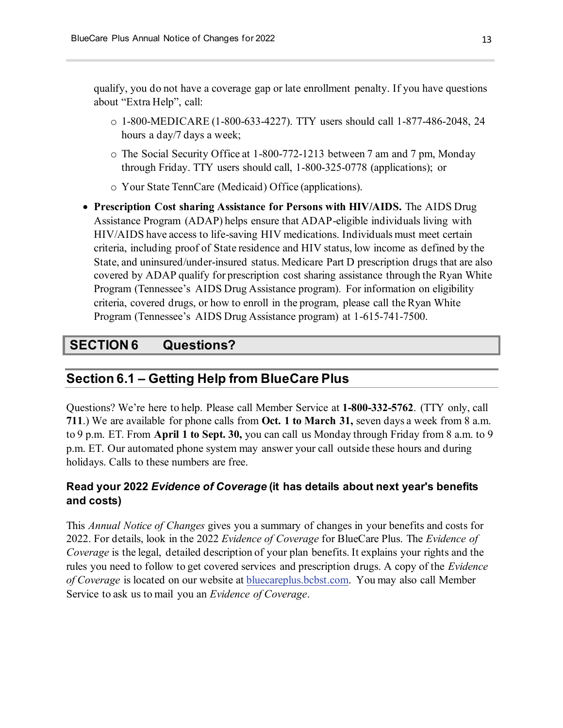qualify, you do not have a coverage gap or late enrollment penalty. If you have questions about "Extra Help", call:

  - 1-800-MEDICARE (1-800-633-4227). TTY users should call 1-877-486-2048, 24 hours a day/7 days a week;
  - The Social Security Office at 1-800-772-1213 between 7 am and 7 pm, Monday through Friday. TTY users should call, 1-800-325-0778 (applications); or
  - Your State TennCare (Medicaid) Office (applications).

- **Prescription Cost sharing Assistance for Persons with HIV/AIDS.** The AIDS Drug Assistance Program (ADAP) helps ensure that ADAP-eligible individuals living with HIV/AIDS have access to life-saving HIV medications. Individuals must meet certain criteria, including proof of State residence and HIV status, low income as defined by the State, and uninsured/under-insured status. Medicare Part D prescription drugs that are also covered by ADAP qualify for prescription cost sharing assistance through the Ryan White Program (Tennessee's AIDS Drug Assistance program). For information on eligibility criteria, covered drugs, or how to enroll in the program, please call the Ryan White Program (Tennessee's AIDS Drug Assistance program) at 1-615-741-7500.

# SECTION 6 Questions?

## Section 6.1 – Getting Help from BlueCare Plus

Questions? We're here to help. Please call Member Service at **1-800-332-5762**. (TTY only, call **711**.) We are available for phone calls from **Oct. 1 to March 31,** seven days a week from 8 a.m. to 9 p.m. ET. From **April 1 to Sept. 30,** you can call us Monday through Friday from 8 a.m. to 9 p.m. ET. Our automated phone system may answer your call outside these hours and during holidays. Calls to these numbers are free.

### Read your 2022 *Evidence of Coverage* (it has details about next year's benefits and costs)

This *Annual Notice of Changes* gives you a summary of changes in your benefits and costs for 2022. For details, look in the 2022 *Evidence of Coverage* for BlueCare Plus. The *Evidence of Coverage* is the legal, detailed description of your plan benefits. It explains your rights and the rules you need to follow to get covered services and prescription drugs. A copy of the *Evidence of Coverage* is located on our website at bluecareplus.bcbst.com. You may also call Member Service to ask us to mail you an *Evidence of Coverage*.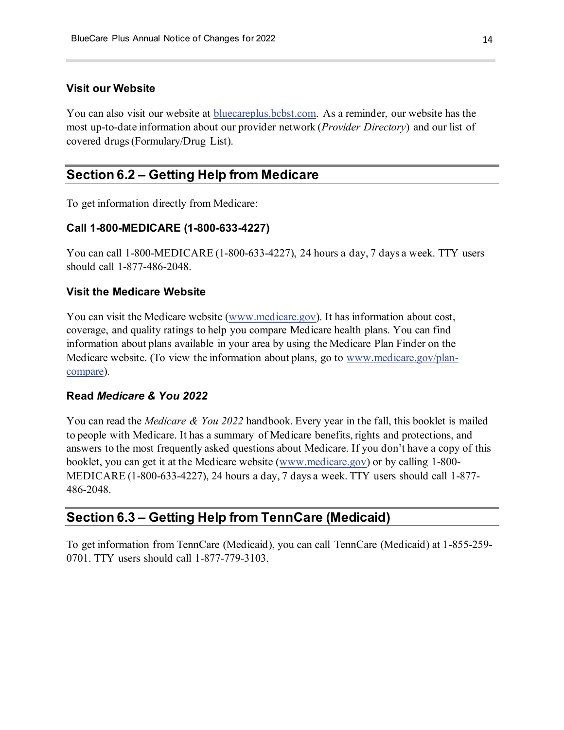### Visit our Website

You can also visit our website at [bluecareplus.bcbst.com](bluecareplus.bcbst.com). As a reminder, our website has the most up-to-date information about our provider network (*Provider Directory*) and our list of covered drugs (Formulary/Drug List).

## Section 6.2 – Getting Help from Medicare

To get information directly from Medicare:

### Call 1-800-MEDICARE (1-800-633-4227)

You can call 1-800-MEDICARE (1-800-633-4227), 24 hours a day, 7 days a week. TTY users should call 1-877-486-2048.

### Visit the Medicare Website

You can visit the Medicare website ([www.medicare.gov](www.medicare.gov)). It has information about cost, coverage, and quality ratings to help you compare Medicare health plans. You can find information about plans available in your area by using the Medicare Plan Finder on the Medicare website. (To view the information about plans, go to [www.medicare.gov/plan-compare](www.medicare.gov/plan-compare)).

### Read *Medicare & You 2022*

You can read the *Medicare & You 2022* handbook. Every year in the fall, this booklet is mailed to people with Medicare. It has a summary of Medicare benefits, rights and protections, and answers to the most frequently asked questions about Medicare. If you don't have a copy of this booklet, you can get it at the Medicare website ([www.medicare.gov](www.medicare.gov)) or by calling 1-800-MEDICARE (1-800-633-4227), 24 hours a day, 7 days a week. TTY users should call 1-877-486-2048.

## Section 6.3 – Getting Help from TennCare (Medicaid)

To get information from TennCare (Medicaid), you can call TennCare (Medicaid) at 1-855-259-0701. TTY users should call 1-877-779-3103.